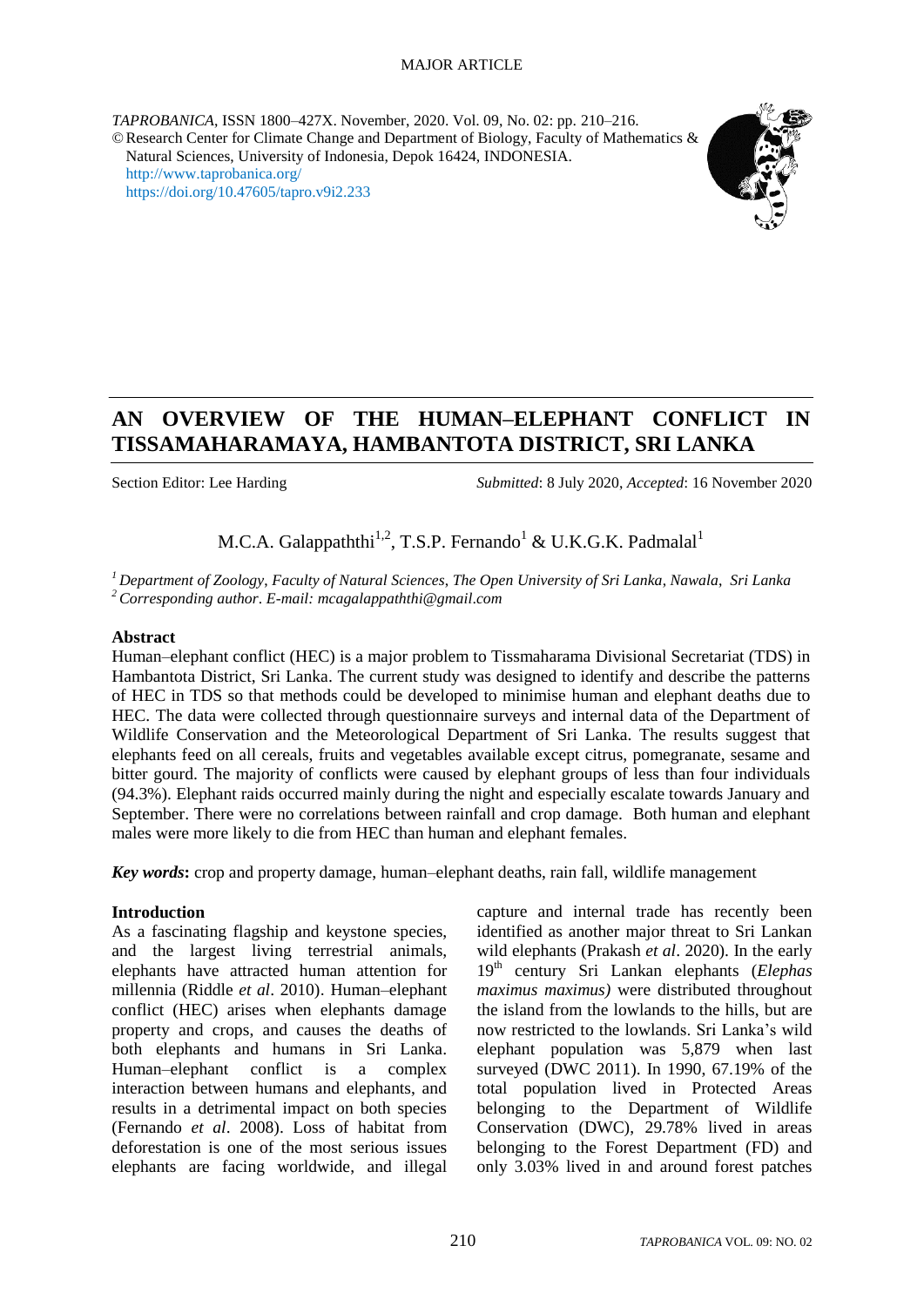MAJOR ARTICLE

*TAPROBANICA*, ISSN 1800–427X. November, 2020. Vol. 09, No. 02: pp. 210–216.
© Research Center for Climate Change and Department of Biology, Faculty of Mathematics & Natural Sciences, University of Indonesia, Depok 16424, INDONESIA.
http://www.taprobanica.org/
https://doi.org/10.47605/tapro.v9i2.233

# AN OVERVIEW OF THE HUMAN–ELEPHANT CONFLICT IN TISSAMAHARAMAYA, HAMBANTOTA DISTRICT, SRI LANKA

Section Editor: Lee Harding

*Submitted*: 8 July 2020, *Accepted*: 16 November 2020

M.C.A. Galappaththi[1,2], T.S.P. Fernando[1] & U.K.G.K. Padmalal[1]

[1] *Department of Zoology, Faculty of Natural Sciences, The Open University of Sri Lanka, Nawala, Sri Lanka*
[2] *Corresponding author. E-mail: mcagalappaththi@gmail.com*

## Abstract

Human–elephant conflict (HEC) is a major problem to Tissmaharama Divisional Secretariat (TDS) in Hambantota District, Sri Lanka. The current study was designed to identify and describe the patterns of HEC in TDS so that methods could be developed to minimise human and elephant deaths due to HEC. The data were collected through questionnaire surveys and internal data of the Department of Wildlife Conservation and the Meteorological Department of Sri Lanka. The results suggest that elephants feed on all cereals, fruits and vegetables available except citrus, pomegranate, sesame and bitter gourd. The majority of conflicts were caused by elephant groups of less than four individuals (94.3%). Elephant raids occurred mainly during the night and especially escalate towards January and September. There were no correlations between rainfall and crop damage. Both human and elephant males were more likely to die from HEC than human and elephant females.

***Key words*:** crop and property damage, human–elephant deaths, rain fall, wildlife management

## Introduction

As a fascinating flagship and keystone species, and the largest living terrestrial animals, elephants have attracted human attention for millennia (Riddle *et al*. 2010). Human–elephant conflict (HEC) arises when elephants damage property and crops, and causes the deaths of both elephants and humans in Sri Lanka. Human–elephant conflict is a complex interaction between humans and elephants, and results in a detrimental impact on both species (Fernando *et al*. 2008). Loss of habitat from deforestation is one of the most serious issues elephants are facing worldwide, and illegal capture and internal trade has recently been identified as another major threat to Sri Lankan wild elephants (Prakash *et al*. 2020). In the early 19th century Sri Lankan elephants (*Elephas maximus maximus)* were distributed throughout the island from the lowlands to the hills, but are now restricted to the lowlands. Sri Lanka's wild elephant population was 5,879 when last surveyed (DWC 2011). In 1990, 67.19% of the total population lived in Protected Areas belonging to the Department of Wildlife Conservation (DWC), 29.78% lived in areas belonging to the Forest Department (FD) and only 3.03% lived in and around forest patches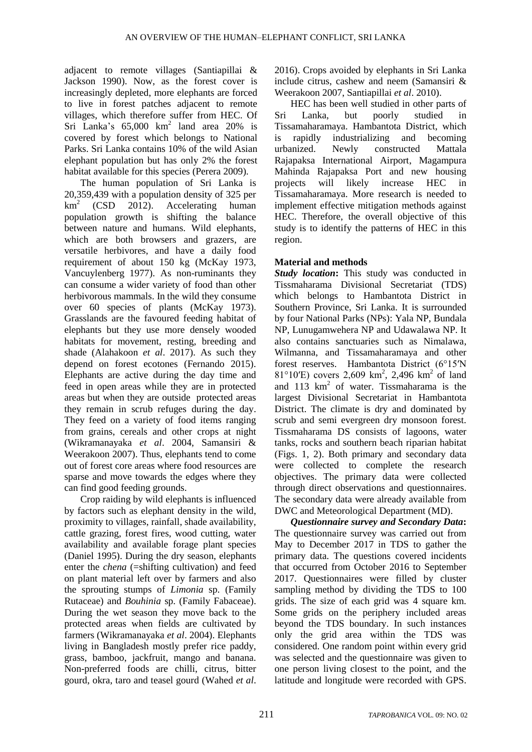adjacent to remote villages (Santiapillai & Jackson 1990). Now, as the forest cover is increasingly depleted, more elephants are forced to live in forest patches adjacent to remote villages, which therefore suffer from HEC. Of Sri Lanka's 65,000 km$^2$ land area 20% is covered by forest which belongs to National Parks. Sri Lanka contains 10% of the wild Asian elephant population but has only 2% the forest habitat available for this species (Perera 2009).

The human population of Sri Lanka is 20,359,439 with a population density of 325 per km$^2$ (CSD 2012). Accelerating human population growth is shifting the balance between nature and humans. Wild elephants, which are both browsers and grazers, are versatile herbivores, and have a daily food requirement of about 150 kg (McKay 1973, Vancuylenberg 1977). As non-ruminants they can consume a wider variety of food than other herbivorous mammals. In the wild they consume over 60 species of plants (McKay 1973). Grasslands are the favoured feeding habitat of elephants but they use more densely wooded habitats for movement, resting, breeding and shade (Alahakoon *et al*. 2017). As such they depend on forest ecotones (Fernando 2015). Elephants are active during the day time and feed in open areas while they are in protected areas but when they are outside protected areas they remain in scrub refuges during the day. They feed on a variety of food items ranging from grains, cereals and other crops at night (Wikramanayaka *et al*. 2004, Samansiri & Weerakoon 2007). Thus, elephants tend to come out of forest core areas where food resources are sparse and move towards the edges where they can find good feeding grounds.

Crop raiding by wild elephants is influenced by factors such as elephant density in the wild, proximity to villages, rainfall, shade availability, cattle grazing, forest fires, wood cutting, water availability and available forage plant species (Daniel 1995). During the dry season, elephants enter the *chena* (=shifting cultivation) and feed on plant material left over by farmers and also the sprouting stumps of *Limonia* sp. (Family Rutaceae) and *Bouhinia* sp. (Family Fabaceae). During the wet season they move back to the protected areas when fields are cultivated by farmers (Wikramanayaka *et al*. 2004). Elephants living in Bangladesh mostly prefer rice paddy, grass, bamboo, jackfruit, mango and banana. Non-preferred foods are chilli, citrus, bitter gourd, okra, taro and teasel gourd (Wahed *et al*. 2016). Crops avoided by elephants in Sri Lanka include citrus, cashew and neem (Samansiri & Weerakoon 2007, Santiapillai *et al*. 2010).

HEC has been well studied in other parts of Sri Lanka, but poorly studied in Tissamaharamaya. Hambantota District, which is rapidly industrializing and becoming urbanized. Newly constructed Mattala Rajapaksa International Airport, Magampura Mahinda Rajapaksa Port and new housing projects will likely increase HEC in Tissamaharamaya. More research is needed to implement effective mitigation methods against HEC. Therefore, the overall objective of this study is to identify the patterns of HEC in this region.

## Material and methods

***Study location*:** This study was conducted in Tissmaharama Divisional Secretariat (TDS) which belongs to Hambantota District in Southern Province, Sri Lanka. It is surrounded by four National Parks (NPs): Yala NP, Bundala NP, Lunugamwehera NP and Udawalawa NP. It also contains sanctuaries such as Nimalawa, Wilmanna, and Tissamaharamaya and other forest reserves. Hambantota District (6°15′N 81°10′E) covers 2,609 km$^2$, 2,496 km$^2$ of land and 113 km$^2$ of water. Tissmaharama is the largest Divisional Secretariat in Hambantota District. The climate is dry and dominated by scrub and semi evergreen dry monsoon forest. Tissmaharama DS consists of lagoons, water tanks, rocks and southern beach riparian habitat (Figs. 1, 2). Both primary and secondary data were collected to complete the research objectives. The primary data were collected through direct observations and questionnaires. The secondary data were already available from DWC and Meteorological Department (MD).

***Questionnaire survey and Secondary Data*:** The questionnaire survey was carried out from May to December 2017 in TDS to gather the primary data. The questions covered incidents that occurred from October 2016 to September 2017. Questionnaires were filled by cluster sampling method by dividing the TDS to 100 grids. The size of each grid was 4 square km. Some grids on the periphery included areas beyond the TDS boundary. In such instances only the grid area within the TDS was considered. One random point within every grid was selected and the questionnaire was given to one person living closest to the point, and the latitude and longitude were recorded with GPS.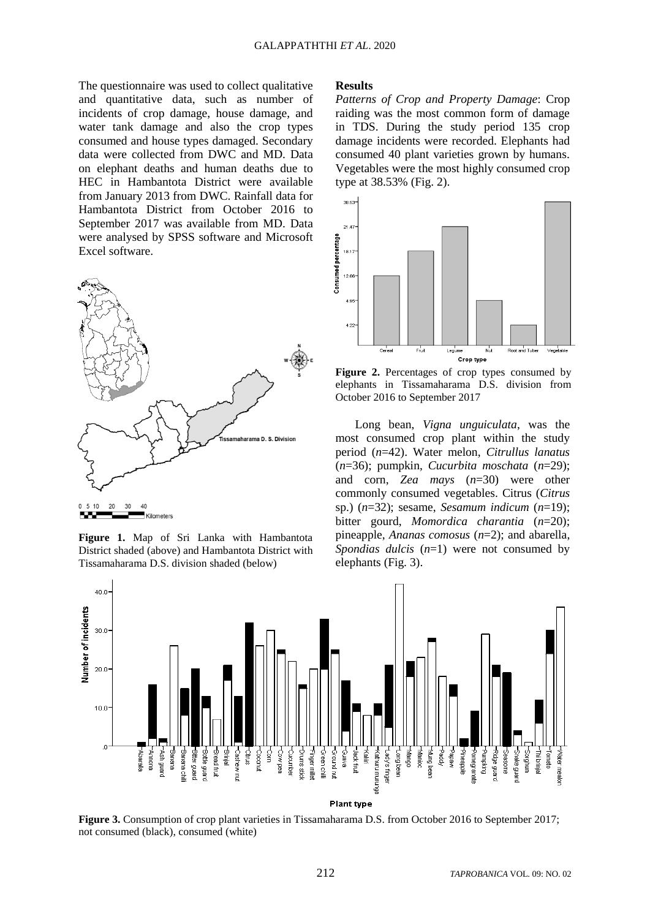The questionnaire was used to collect qualitative and quantitative data, such as number of incidents of crop damage, house damage, and water tank damage and also the crop types consumed and house types damaged. Secondary data were collected from DWC and MD. Data on elephant deaths and human deaths due to HEC in Hambantota District were available from January 2013 from DWC. Rainfall data for Hambantota District from October 2016 to September 2017 was available from MD. Data were analysed by SPSS software and Microsoft Excel software.

**Figure 1.** Map of Sri Lanka with Hambantota District shaded (above) and Hambantota District with Tissamaharama D.S. division shaded (below)

## Results

*Patterns of Crop and Property Damage*: Crop raiding was the most common form of damage in TDS. During the study period 135 crop damage incidents were recorded. Elephants had consumed 40 plant varieties grown by humans. Vegetables were the most highly consumed crop type at 38.53% (Fig. 2).

**Figure 2.** Percentages of crop types consumed by elephants in Tissamaharama D.S. division from October 2016 to September 2017

Long bean, *Vigna unguiculata*, was the most consumed crop plant within the study period ($n$=42). Water melon, *Citrullus lanatus* ($n$=36); pumpkin, *Cucurbita moschata* ($n$=29); and corn, *Zea mays* ($n$=30) were other commonly consumed vegetables. Citrus (*Citrus* sp.) ($n$=32); sesame, *Sesamum indicum* ($n$=19); bitter gourd, *Momordica charantia* ($n$=20); pineapple, *Ananas comosus* ($n$=2); and abarella, *Spondias dulcis* ($n$=1) were not consumed by elephants (Fig. 3).

**Figure 3.** Consumption of crop plant varieties in Tissamaharama D.S. from October 2016 to September 2017; not consumed (black), consumed (white)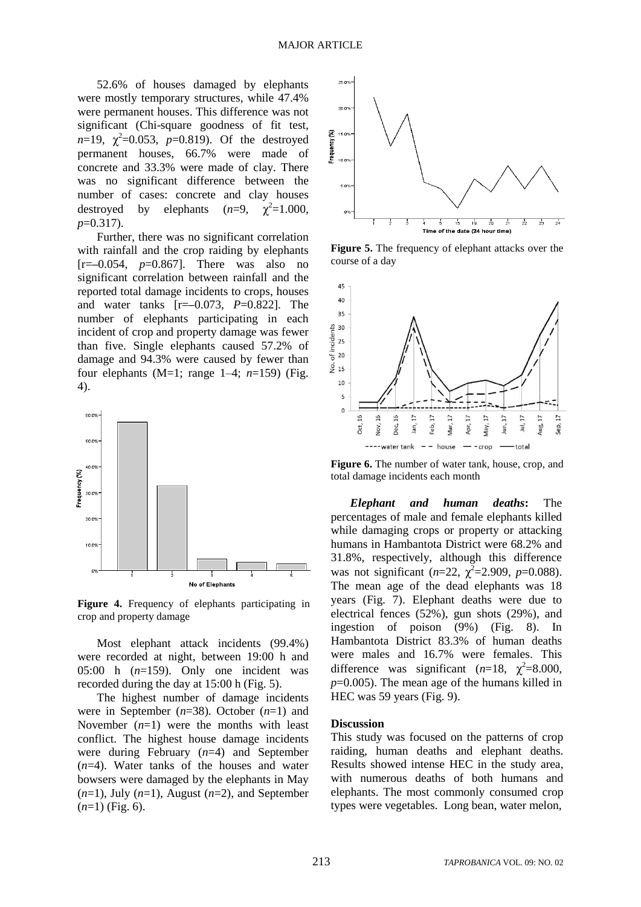52.6% of houses damaged by elephants were mostly temporary structures, while 47.4% were permanent houses. This difference was not significant (Chi-square goodness of fit test, $n$=19, $\chi^2$=0.053, $p$=0.819). Of the destroyed permanent houses, 66.7% were made of concrete and 33.3% were made of clay. There was no significant difference between the number of cases: concrete and clay houses destroyed by elephants ($n$=9, $\chi^2$=1.000, $p$=0.317).

Further, there was no significant correlation with rainfall and the crop raiding by elephants [r=–0.054, $p$=0.867]. There was also no significant correlation between rainfall and the reported total damage incidents to crops, houses and water tanks [r=–0.073, $P$=0.822]. The number of elephants participating in each incident of crop and property damage was fewer than five. Single elephants caused 57.2% of damage and 94.3% were caused by fewer than four elephants (M=1; range 1–4; $n$=159) (Fig. 4).

**Figure 4.** Frequency of elephants participating in crop and property damage

Most elephant attack incidents (99.4%) were recorded at night, between 19:00 h and 05:00 h ($n$=159). Only one incident was recorded during the day at 15:00 h (Fig. 5).

The highest number of damage incidents were in September ($n$=38). October ($n$=1) and November ($n$=1) were the months with least conflict. The highest house damage incidents were during February ($n$=4) and September ($n$=4). Water tanks of the houses and water bowsers were damaged by the elephants in May ($n$=1), July ($n$=1), August ($n$=2), and September ($n$=1) (Fig. 6).

**Figure 5.** The frequency of elephant attacks over the course of a day

**Figure 6.** The number of water tank, house, crop, and total damage incidents each month

***Elephant and human deaths*:** The percentages of male and female elephants killed while damaging crops or property or attacking humans in Hambantota District were 68.2% and 31.8%, respectively, although this difference was not significant ($n$=22, $\chi^2$=2.909, $p$=0.088). The mean age of the dead elephants was 18 years (Fig. 7). Elephant deaths were due to electrical fences (52%), gun shots (29%), and ingestion of poison (9%) (Fig. 8). In Hambantota District 83.3% of human deaths were males and 16.7% were females. This difference was significant ($n$=18, $\chi^2$=8.000, $p$=0.005). The mean age of the humans killed in HEC was 59 years (Fig. 9).

### Discussion

This study was focused on the patterns of crop raiding, human deaths and elephant deaths. Results showed intense HEC in the study area, with numerous deaths of both humans and elephants. The most commonly consumed crop types were vegetables. Long bean, water melon,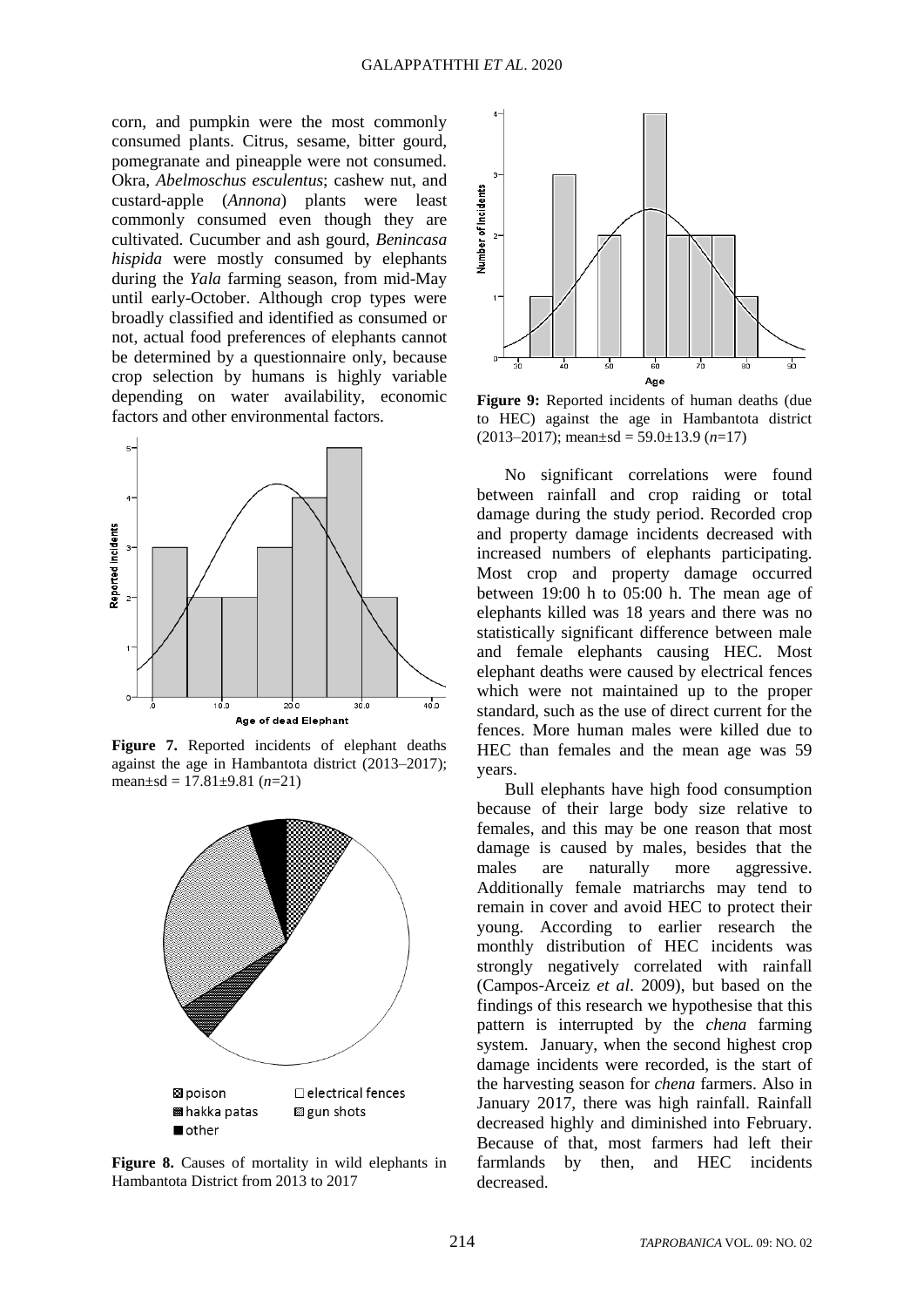corn, and pumpkin were the most commonly consumed plants. Citrus, sesame, bitter gourd, pomegranate and pineapple were not consumed. Okra, *Abelmoschus esculentus*; cashew nut, and custard-apple (*Annona*) plants were least commonly consumed even though they are cultivated. Cucumber and ash gourd, *Benincasa hispida* were mostly consumed by elephants during the *Yala* farming season, from mid-May until early-October. Although crop types were broadly classified and identified as consumed or not, actual food preferences of elephants cannot be determined by a questionnaire only, because crop selection by humans is highly variable depending on water availability, economic factors and other environmental factors.

**Figure 7.** Reported incidents of elephant deaths against the age in Hambantota district (2013–2017); mean±sd = 17.81±9.81 (*n*=21)

**Figure 8.** Causes of mortality in wild elephants in Hambantota District from 2013 to 2017

**Figure 9:** Reported incidents of human deaths (due to HEC) against the age in Hambantota district (2013–2017); mean±sd = 59.0±13.9 (*n*=17)

No significant correlations were found between rainfall and crop raiding or total damage during the study period. Recorded crop and property damage incidents decreased with increased numbers of elephants participating. Most crop and property damage occurred between 19:00 h to 05:00 h. The mean age of elephants killed was 18 years and there was no statistically significant difference between male and female elephants causing HEC. Most elephant deaths were caused by electrical fences which were not maintained up to the proper standard, such as the use of direct current for the fences. More human males were killed due to HEC than females and the mean age was 59 years.

Bull elephants have high food consumption because of their large body size relative to females, and this may be one reason that most damage is caused by males, besides that the males are naturally more aggressive. Additionally female matriarchs may tend to remain in cover and avoid HEC to protect their young. According to earlier research the monthly distribution of HEC incidents was strongly negatively correlated with rainfall (Campos-Arceiz *et al*. 2009), but based on the findings of this research we hypothesise that this pattern is interrupted by the *chena* farming system. January, when the second highest crop damage incidents were recorded, is the start of the harvesting season for *chena* farmers. Also in January 2017, there was high rainfall. Rainfall decreased highly and diminished into February. Because of that, most farmers had left their farmlands by then, and HEC incidents decreased.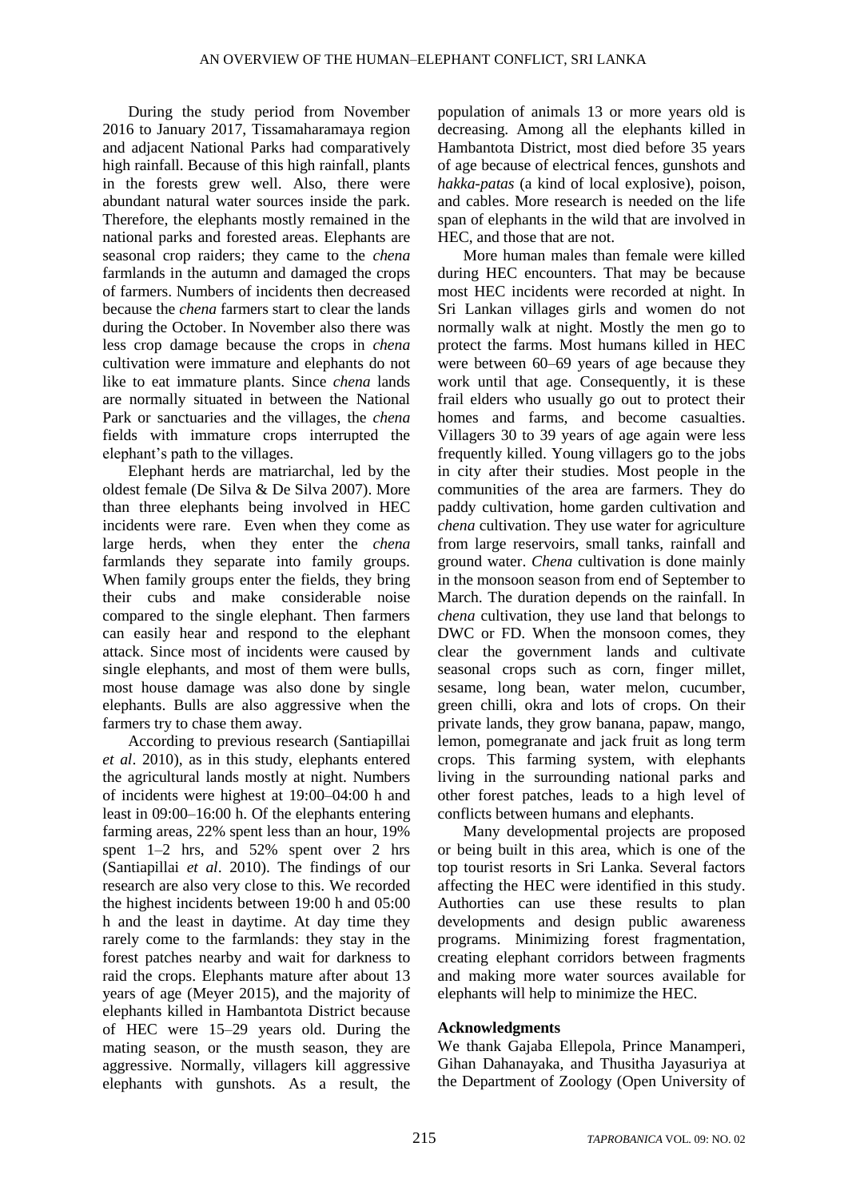During the study period from November 2016 to January 2017, Tissamaharamaya region and adjacent National Parks had comparatively high rainfall. Because of this high rainfall, plants in the forests grew well. Also, there were abundant natural water sources inside the park. Therefore, the elephants mostly remained in the national parks and forested areas. Elephants are seasonal crop raiders; they came to the *chena* farmlands in the autumn and damaged the crops of farmers. Numbers of incidents then decreased because the *chena* farmers start to clear the lands during the October. In November also there was less crop damage because the crops in *chena* cultivation were immature and elephants do not like to eat immature plants. Since *chena* lands are normally situated in between the National Park or sanctuaries and the villages, the *chena* fields with immature crops interrupted the elephant's path to the villages.

Elephant herds are matriarchal, led by the oldest female (De Silva & De Silva 2007). More than three elephants being involved in HEC incidents were rare. Even when they come as large herds, when they enter the *chena* farmlands they separate into family groups. When family groups enter the fields, they bring their cubs and make considerable noise compared to the single elephant. Then farmers can easily hear and respond to the elephant attack. Since most of incidents were caused by single elephants, and most of them were bulls, most house damage was also done by single elephants. Bulls are also aggressive when the farmers try to chase them away.

According to previous research (Santiapillai *et al*. 2010), as in this study, elephants entered the agricultural lands mostly at night. Numbers of incidents were highest at 19:00–04:00 h and least in 09:00–16:00 h. Of the elephants entering farming areas, 22% spent less than an hour, 19% spent 1–2 hrs, and 52% spent over 2 hrs (Santiapillai *et al*. 2010). The findings of our research are also very close to this. We recorded the highest incidents between 19:00 h and 05:00 h and the least in daytime. At day time they rarely come to the farmlands: they stay in the forest patches nearby and wait for darkness to raid the crops. Elephants mature after about 13 years of age (Meyer 2015), and the majority of elephants killed in Hambantota District because of HEC were 15–29 years old. During the mating season, or the musth season, they are aggressive. Normally, villagers kill aggressive elephants with gunshots. As a result, the population of animals 13 or more years old is decreasing. Among all the elephants killed in Hambantota District, most died before 35 years of age because of electrical fences, gunshots and *hakka-patas* (a kind of local explosive), poison, and cables. More research is needed on the life span of elephants in the wild that are involved in HEC, and those that are not.

More human males than female were killed during HEC encounters. That may be because most HEC incidents were recorded at night. In Sri Lankan villages girls and women do not normally walk at night. Mostly the men go to protect the farms. Most humans killed in HEC were between 60–69 years of age because they work until that age. Consequently, it is these frail elders who usually go out to protect their homes and farms, and become casualties. Villagers 30 to 39 years of age again were less frequently killed. Young villagers go to the jobs in city after their studies. Most people in the communities of the area are farmers. They do paddy cultivation, home garden cultivation and *chena* cultivation. They use water for agriculture from large reservoirs, small tanks, rainfall and ground water. *Chena* cultivation is done mainly in the monsoon season from end of September to March. The duration depends on the rainfall. In *chena* cultivation, they use land that belongs to DWC or FD. When the monsoon comes, they clear the government lands and cultivate seasonal crops such as corn, finger millet, sesame, long bean, water melon, cucumber, green chilli, okra and lots of crops. On their private lands, they grow banana, papaw, mango, lemon, pomegranate and jack fruit as long term crops. This farming system, with elephants living in the surrounding national parks and other forest patches, leads to a high level of conflicts between humans and elephants.

Many developmental projects are proposed or being built in this area, which is one of the top tourist resorts in Sri Lanka. Several factors affecting the HEC were identified in this study. Authorties can use these results to plan developments and design public awareness programs. Minimizing forest fragmentation, creating elephant corridors between fragments and making more water sources available for elephants will help to minimize the HEC.

## Acknowledgments

We thank Gajaba Ellepola, Prince Manamperi, Gihan Dahanayaka, and Thusitha Jayasuriya at the Department of Zoology (Open University of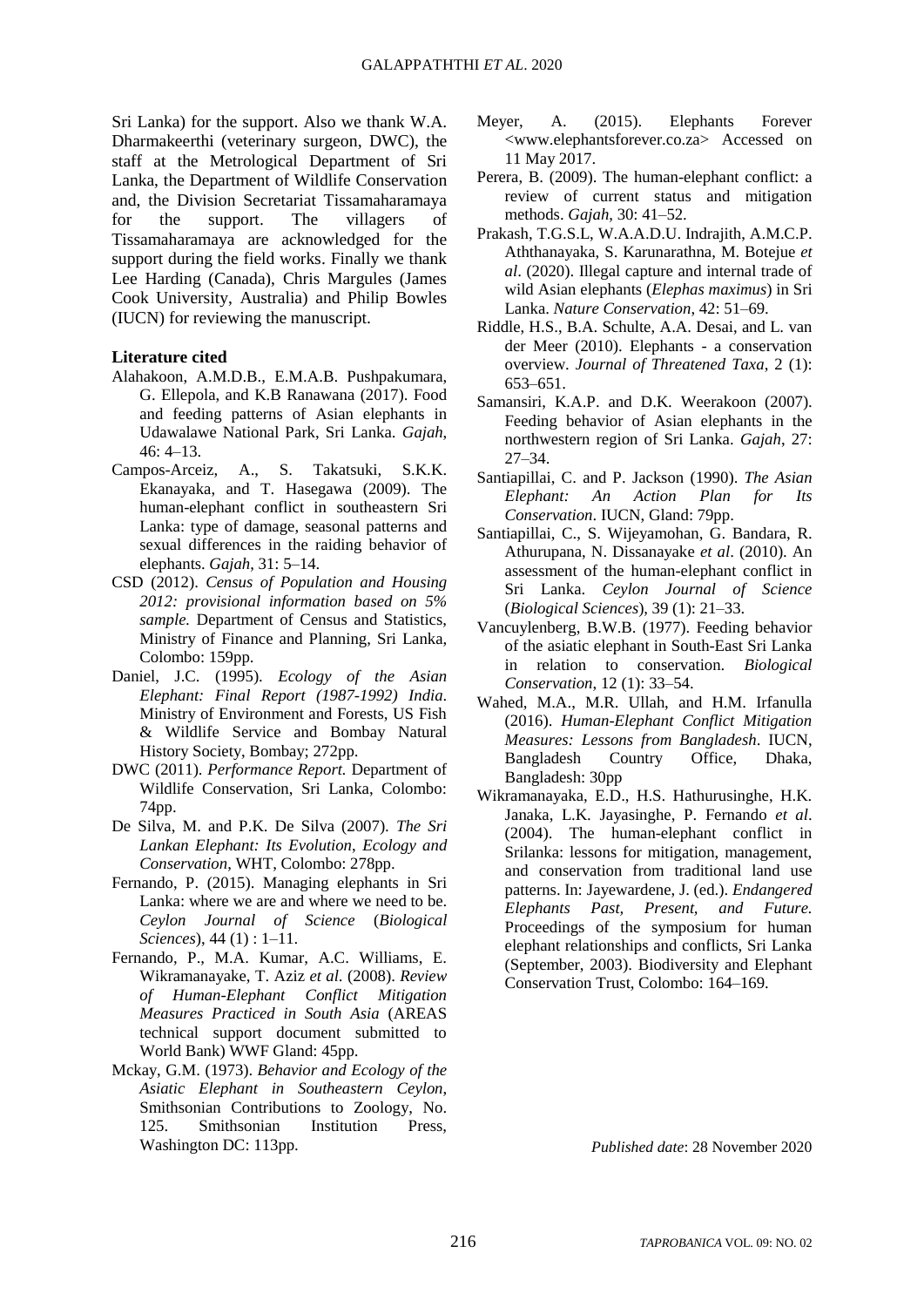Sri Lanka) for the support. Also we thank W.A. Dharmakeerthi (veterinary surgeon, DWC), the staff at the Metrological Department of Sri Lanka, the Department of Wildlife Conservation and, the Division Secretariat Tissamaharamaya for the support. The villagers of Tissamaharamaya are acknowledged for the support during the field works. Finally we thank Lee Harding (Canada), Chris Margules (James Cook University, Australia) and Philip Bowles (IUCN) for reviewing the manuscript.

**Literature cited**

Alahakoon, A.M.D.B., E.M.A.B. Pushpakumara, G. Ellepola, and K.B Ranawana (2017). Food and feeding patterns of Asian elephants in Udawalawe National Park, Sri Lanka. *Gajah*, 46: 4–13.

Campos-Arceiz, A., S. Takatsuki, S.K.K. Ekanayaka, and T. Hasegawa (2009). The human-elephant conflict in southeastern Sri Lanka: type of damage, seasonal patterns and sexual differences in the raiding behavior of elephants. *Gajah*, 31: 5–14.

CSD (2012). *Census of Population and Housing 2012: provisional information based on 5% sample.* Department of Census and Statistics, Ministry of Finance and Planning, Sri Lanka, Colombo: 159pp.

Daniel, J.C. (1995). *Ecology of the Asian Elephant: Final Report (1987-1992) India*. Ministry of Environment and Forests, US Fish & Wildlife Service and Bombay Natural History Society, Bombay; 272pp.

DWC (2011). *Performance Report.* Department of Wildlife Conservation, Sri Lanka, Colombo: 74pp.

De Silva, M. and P.K. De Silva (2007). *The Sri Lankan Elephant: Its Evolution, Ecology and Conservation*, WHT, Colombo: 278pp.

Fernando, P. (2015). Managing elephants in Sri Lanka: where we are and where we need to be. *Ceylon Journal of Science* (*Biological Sciences*), 44 (1) : 1–11.

Fernando, P., M.A. Kumar, A.C. Williams, E. Wikramanayake, T. Aziz *et al*. (2008). *Review of Human-Elephant Conflict Mitigation Measures Practiced in South Asia* (AREAS technical support document submitted to World Bank) WWF Gland: 45pp.

Mckay, G.M. (1973). *Behavior and Ecology of the Asiatic Elephant in Southeastern Ceylon*, Smithsonian Contributions to Zoology, No. 125. Smithsonian Institution Press, Washington DC: 113pp.

Meyer, A. (2015). Elephants Forever <www.elephantsforever.co.za> Accessed on 11 May 2017.

Perera, B. (2009). The human-elephant conflict: a review of current status and mitigation methods. *Gajah*, 30: 41–52.

Prakash, T.G.S.L, W.A.A.D.U. Indrajith, A.M.C.P. Aththanayaka, S. Karunarathna, M. Botejue *et al*. (2020). Illegal capture and internal trade of wild Asian elephants (*Elephas maximus*) in Sri Lanka. *Nature Conservation*, 42: 51–69.

Riddle, H.S., B.A. Schulte, A.A. Desai, and L. van der Meer (2010). Elephants - a conservation overview. *Journal of Threatened Taxa*, 2 (1): 653–651.

Samansiri, K.A.P. and D.K. Weerakoon (2007). Feeding behavior of Asian elephants in the northwestern region of Sri Lanka. *Gajah*, 27: 27–34.

Santiapillai, C. and P. Jackson (1990). *The Asian Elephant: An Action Plan for Its Conservation*. IUCN, Gland: 79pp.

Santiapillai, C., S. Wijeyamohan, G. Bandara, R. Athurupana, N. Dissanayake *et al*. (2010). An assessment of the human-elephant conflict in Sri Lanka. *Ceylon Journal of Science* (*Biological Sciences*), 39 (1): 21–33.

Vancuylenberg, B.W.B. (1977). Feeding behavior of the asiatic elephant in South-East Sri Lanka in relation to conservation. *Biological Conservation*, 12 (1): 33–54.

Wahed, M.A., M.R. Ullah, and H.M. Irfanulla (2016). *Human-Elephant Conflict Mitigation Measures: Lessons from Bangladesh*. IUCN, Bangladesh Country Office, Dhaka, Bangladesh: 30pp

Wikramanayaka, E.D., H.S. Hathurusinghe, H.K. Janaka, L.K. Jayasinghe, P. Fernando *et al*. (2004). The human-elephant conflict in Srilanka: lessons for mitigation, management, and conservation from traditional land use patterns. In: Jayewardene, J. (ed.). *Endangered Elephants Past, Present, and Future.* Proceedings of the symposium for human elephant relationships and conflicts, Sri Lanka (September, 2003). Biodiversity and Elephant Conservation Trust, Colombo: 164–169.

*Published date*: 28 November 2020